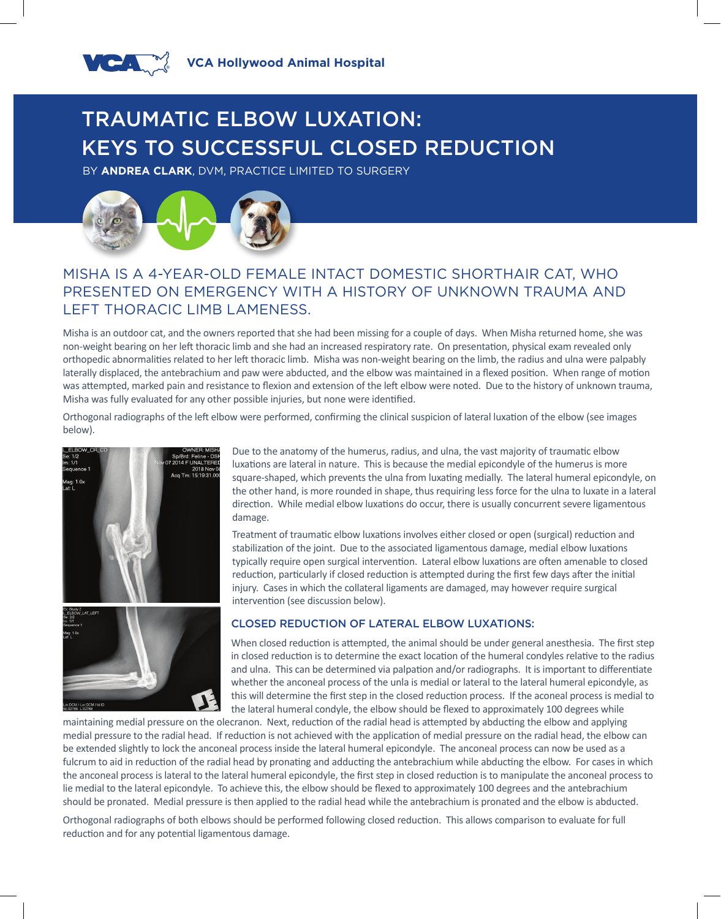VCA Hollywood Animal Hospital

# TRAUMATIC ELBOW LUXATION: KEYS TO SUCCESSFUL CLOSED REDUCTION

BY **ANDREA CLARK**, DVM, PRACTICE LIMITED TO SURGERY

## MISHA IS A 4-YEAR-OLD FEMALE INTACT DOMESTIC SHORTHAIR CAT, WHO PRESENTED ON EMERGENCY WITH A HISTORY OF UNKNOWN TRAUMA AND LEFT THORACIC LIMB LAMENESS.

Misha is an outdoor cat, and the owners reported that she had been missing for a couple of days. When Misha returned home, she was non-weight bearing on her left thoracic limb and she had an increased respiratory rate. On presentation, physical exam revealed only orthopedic abnormalities related to her left thoracic limb. Misha was non-weight bearing on the limb, the radius and ulna were palpably laterally displaced, the antebrachium and paw were abducted, and the elbow was maintained in a flexed position. When range of motion was attempted, marked pain and resistance to flexion and extension of the left elbow were noted. Due to the history of unknown trauma, Misha was fully evaluated for any other possible injuries, but none were identified.

Orthogonal radiographs of the left elbow were performed, confirming the clinical suspicion of lateral luxation of the elbow (see images below).

Due to the anatomy of the humerus, radius, and ulna, the vast majority of traumatic elbow luxations are lateral in nature. This is because the medial epicondyle of the humerus is more square-shaped, which prevents the ulna from luxating medially. The lateral humeral epicondyle, on the other hand, is more rounded in shape, thus requiring less force for the ulna to luxate in a lateral direction. While medial elbow luxations do occur, there is usually concurrent severe ligamentous damage.

Treatment of traumatic elbow luxations involves either closed or open (surgical) reduction and stabilization of the joint. Due to the associated ligamentous damage, medial elbow luxations typically require open surgical intervention. Lateral elbow luxations are often amenable to closed reduction, particularly if closed reduction is attempted during the first few days after the initial injury. Cases in which the collateral ligaments are damaged, may however require surgical intervention (see discussion below).

### CLOSED REDUCTION OF LATERAL ELBOW LUXATIONS:

When closed reduction is attempted, the animal should be under general anesthesia. The first step in closed reduction is to determine the exact location of the humeral condyles relative to the radius and ulna. This can be determined via palpation and/or radiographs. It is important to differentiate whether the anconeal process of the unla is medial or lateral to the lateral humeral epicondyle, as this will determine the first step in the closed reduction process. If the aconeal process is medial to the lateral humeral condyle, the elbow should be flexed to approximately 100 degrees while maintaining medial pressure on the olecranon. Next, reduction of the radial head is attempted by abducting the elbow and applying medial pressure to the radial head. If reduction is not achieved with the application of medial pressure on the radial head, the elbow can be extended slightly to lock the anconeal process inside the lateral humeral epicondyle. The anconeal process can now be used as a fulcrum to aid in reduction of the radial head by pronating and adducting the antebrachium while abducting the elbow. For cases in which the anconeal process is lateral to the lateral humeral epicondyle, the first step in closed reduction is to manipulate the anconeal process to lie medial to the lateral epicondyle. To achieve this, the elbow should be flexed to approximately 100 degrees and the antebrachium should be pronated. Medial pressure is then applied to the radial head while the antebrachium is pronated and the elbow is abducted.

Orthogonal radiographs of both elbows should be performed following closed reduction. This allows comparison to evaluate for full reduction and for any potential ligamentous damage.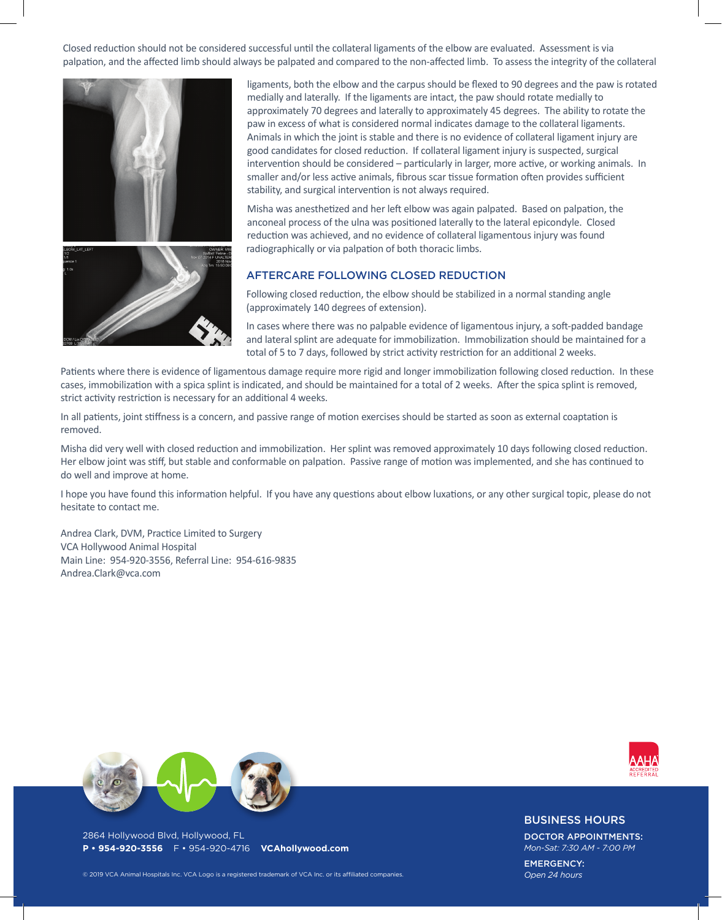Closed reduction should not be considered successful until the collateral ligaments of the elbow are evaluated. Assessment is via palpation, and the affected limb should always be palpated and compared to the non-affected limb. To assess the integrity of the collateral ligaments, both the elbow and the carpus should be flexed to 90 degrees and the paw is rotated medially and laterally. If the ligaments are intact, the paw should rotate medially to approximately 70 degrees and laterally to approximately 45 degrees. The ability to rotate the paw in excess of what is considered normal indicates damage to the collateral ligaments. Animals in which the joint is stable and there is no evidence of collateral ligament injury are good candidates for closed reduction. If collateral ligament injury is suspected, surgical intervention should be considered – particularly in larger, more active, or working animals. In smaller and/or less active animals, fibrous scar tissue formation often provides sufficient stability, and surgical intervention is not always required.

Misha was anesthetized and her left elbow was again palpated. Based on palpation, the anconeal process of the ulna was positioned laterally to the lateral epicondyle. Closed reduction was achieved, and no evidence of collateral ligamentous injury was found radiographically or via palpation of both thoracic limbs.

## AFTERCARE FOLLOWING CLOSED REDUCTION

Following closed reduction, the elbow should be stabilized in a normal standing angle (approximately 140 degrees of extension).

In cases where there was no palpable evidence of ligamentous injury, a soft-padded bandage and lateral splint are adequate for immobilization. Immobilization should be maintained for a total of 5 to 7 days, followed by strict activity restriction for an additional 2 weeks.

Patients where there is evidence of ligamentous damage require more rigid and longer immobilization following closed reduction. In these cases, immobilization with a spica splint is indicated, and should be maintained for a total of 2 weeks. After the spica splint is removed, strict activity restriction is necessary for an additional 4 weeks.

In all patients, joint stiffness is a concern, and passive range of motion exercises should be started as soon as external coaptation is removed.

Misha did very well with closed reduction and immobilization. Her splint was removed approximately 10 days following closed reduction. Her elbow joint was stiff, but stable and conformable on palpation. Passive range of motion was implemented, and she has continued to do well and improve at home.

I hope you have found this information helpful. If you have any questions about elbow luxations, or any other surgical topic, please do not hesitate to contact me.

Andrea Clark, DVM, Practice Limited to Surgery
VCA Hollywood Animal Hospital
Main Line: 954-920-3556, Referral Line: 954-616-9835
Andrea.Clark@vca.com

2864 Hollywood Blvd, Hollywood, FL
**P • 954-920-3556** F • 954-920-4716 **VCAhollywood.com**

© 2019 VCA Animal Hospitals Inc. VCA Logo is a registered trademark of VCA Inc. or its affiliated companies.

BUSINESS HOURS

DOCTOR APPOINTMENTS:
*Mon-Sat: 7:30 AM - 7:00 PM*

EMERGENCY:
*Open 24 hours*